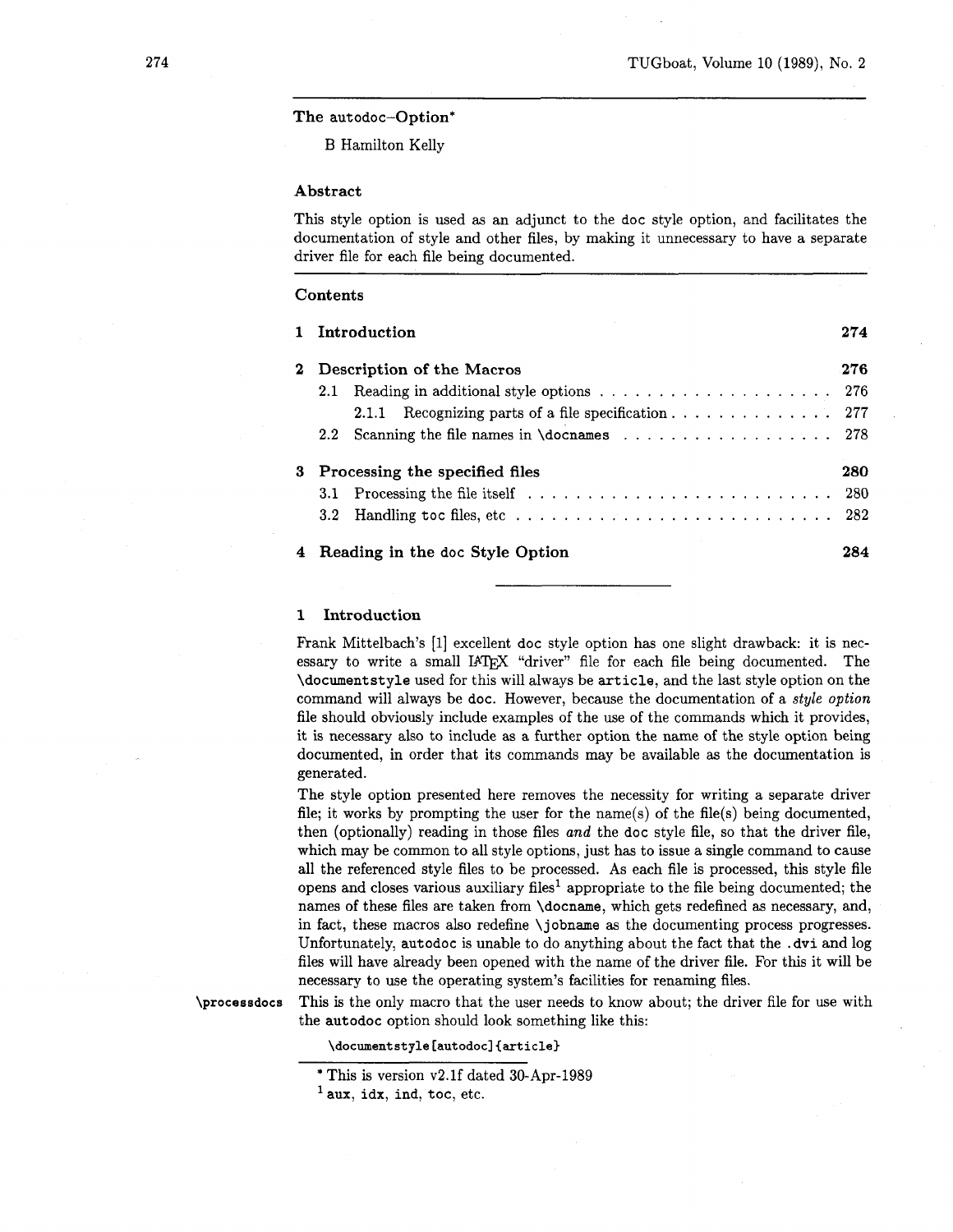## The autodoc–Option*

B Hamilton Kelly

### Abstract

This style option is used as an adjunct to the doc style option, and facilitates the documentation of style and other files, by making it unnecessary to have a separate driver file for each file being documented.

### Contents

| | | |
|---|---|---|
| **1** | **Introduction** | **274** |
| **2** | **Description of the Macros** | **276** |
| 2.1 | Reading in additional style options | 276 |
| 2.1.1 | Recognizing parts of a file specification | 277 |
| 2.2 | Scanning the file names in `\docnames` | 278 |
| **3** | **Processing the specified files** | **280** |
| 3.1 | Processing the file itself | 280 |
| 3.2 | Handling toc files, etc | 282 |
| **4** | **Reading in the doc Style Option** | **284** |

---

### 1 Introduction

Frank Mittelbach's [1] excellent doc style option has one slight drawback: it is necessary to write a small LaTeX "driver" file for each file being documented. The `\documentstyle` used for this will always be `article`, and the last style option on the command will always be doc. However, because the documentation of a *style option* file should obviously include examples of the use of the commands which it provides, it is necessary also to include as a further option the name of the style option being documented, in order that its commands may be available as the documentation is generated.

The style option presented here removes the necessity for writing a separate driver file; it works by prompting the user for the name(s) of the file(s) being documented, then (optionally) reading in those files *and* the doc style file, so that the driver file, which may be common to all style options, just has to issue a single command to cause all the referenced style files to be processed. As each file is processed, this style file opens and closes various auxiliary files[1] appropriate to the file being documented; the names of these files are taken from `\docname`, which gets redefined as necessary, and, in fact, these macros also redefine `\jobname` as the documenting process progresses. Unfortunately, autodoc is unable to do anything about the fact that the `.dvi` and log files will have already been opened with the name of the driver file. For this it will be necessary to use the operating system's facilities for renaming files.

`\processdocs` This is the only macro that the user needs to know about; the driver file for use with the autodoc option should look something like this:

```
\documentstyle[autodoc]{article}
```

---

* This is version v2.1f dated 30-Apr-1989

[1] `aux`, `idx`, `ind`, `toc`, etc.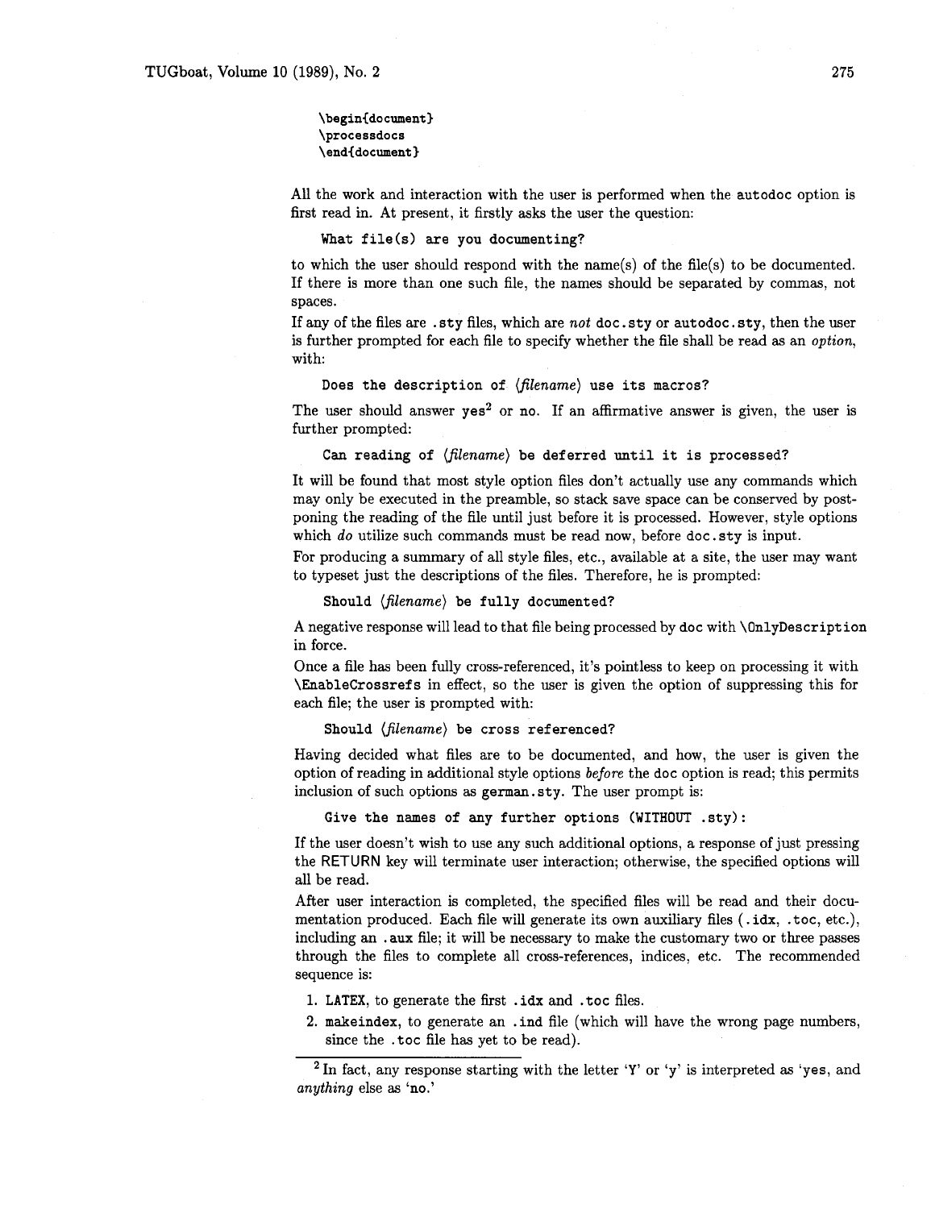```
\begin{document}
\processdocs
\end{document}
```

All the work and interaction with the user is performed when the `autodoc` option is first read in. At present, it firstly asks the user the question:

```
What file(s) are you documenting?
```

to which the user should respond with the name(s) of the file(s) to be documented. If there is more than one such file, the names should be separated by commas, not spaces.

If any of the files are `.sty` files, which are *not* `doc.sty` or `autodoc.sty`, then the user is further prompted for each file to specify whether the file shall be read as an *option*, with:

> `Does the description of` ⟨*filename*⟩ `use its macros?`

The user should answer `yes`[2] or `no`. If an affirmative answer is given, the user is further prompted:

> `Can reading of` ⟨*filename*⟩ `be deferred until it is processed?`

It will be found that most style option files don't actually use any commands which may only be executed in the preamble, so stack save space can be conserved by postponing the reading of the file until just before it is processed. However, style options which *do* utilize such commands must be read now, before `doc.sty` is input.

For producing a summary of all style files, etc., available at a site, the user may want to typeset just the descriptions of the files. Therefore, he is prompted:

> `Should` ⟨*filename*⟩ `be fully documented?`

A negative response will lead to that file being processed by `doc` with `\OnlyDescription` in force.

Once a file has been fully cross-referenced, it's pointless to keep on processing it with `\EnableCrossrefs` in effect, so the user is given the option of suppressing this for each file; the user is prompted with:

> `Should` ⟨*filename*⟩ `be cross referenced?`

Having decided what files are to be documented, and how, the user is given the option of reading in additional style options *before* the `doc` option is read; this permits inclusion of such options as `german.sty`. The user prompt is:

```
Give the names of any further options (WITHOUT .sty):
```

If the user doesn't wish to use any such additional options, a response of just pressing the RETURN key will terminate user interaction; otherwise, the specified options will all be read.

After user interaction is completed, the specified files will be read and their documentation produced. Each file will generate its own auxiliary files (`.idx`, `.toc`, etc.), including an `.aux` file; it will be necessary to make the customary two or three passes through the files to complete all cross-references, indices, etc. The recommended sequence is:

1. `LATEX`, to generate the first `.idx` and `.toc` files.
2. `makeindex`, to generate an `.ind` file (which will have the wrong page numbers, since the `.toc` file has yet to be read).

[2] In fact, any response starting with the letter '`Y`' or '`y`' is interpreted as '`yes`, and *anything* else as '`no`.'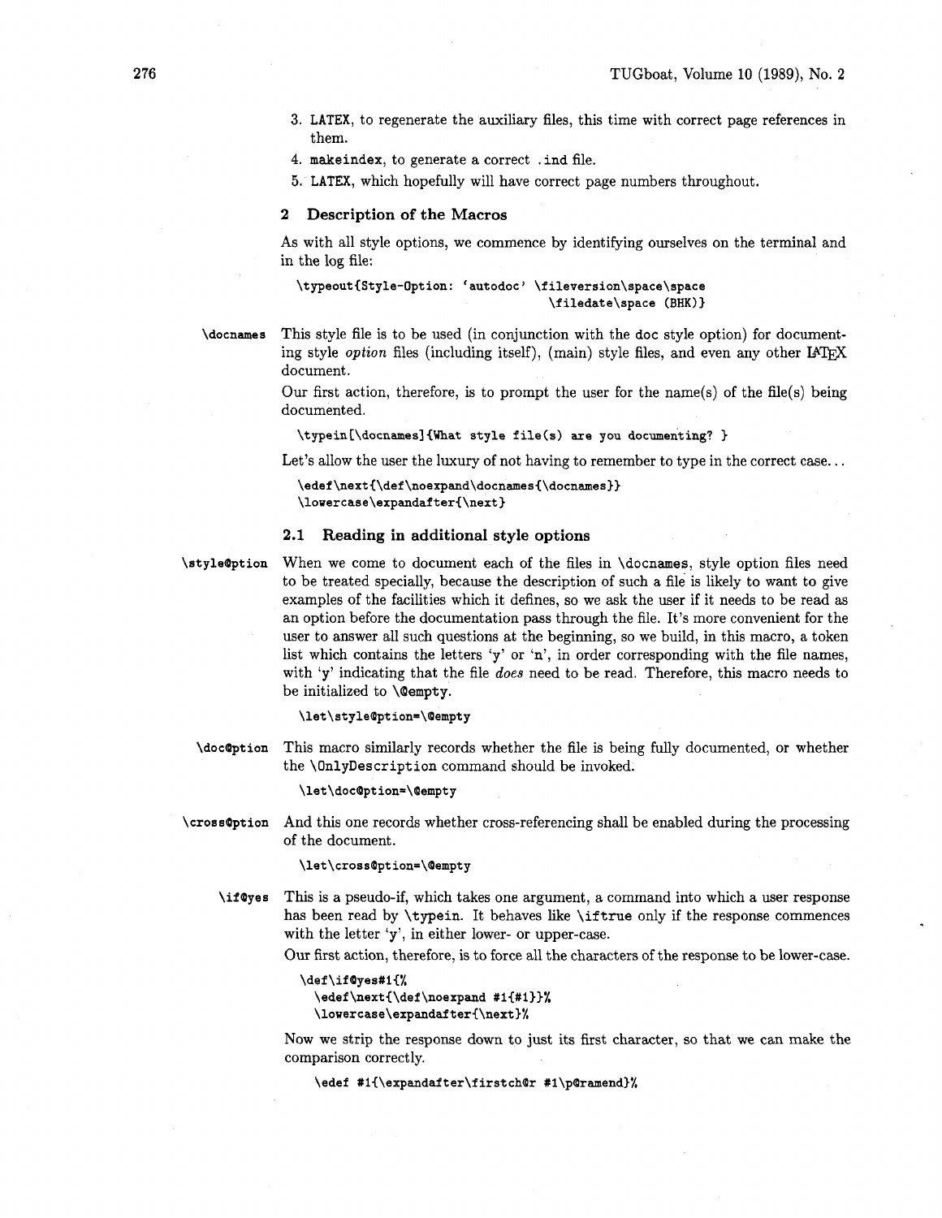3. LATEX, to regenerate the auxiliary files, this time with correct page references in them.
4. makeindex, to generate a correct .ind file.
5. LATEX, which hopefully will have correct page numbers throughout.

## 2 Description of the Macros

As with all style options, we commence by identifying ourselves on the terminal and in the log file:

```
\typeout{Style-Option: `autodoc' \fileversion\space\space
                                  \filedate\space (BHK)}
```

\docnames This style file is to be used (in conjunction with the doc style option) for documenting style *option* files (including itself), (main) style files, and even any other LaTeX document.

Our first action, therefore, is to prompt the user for the name(s) of the file(s) being documented.

```
\typein[\docnames]{What style file(s) are you documenting? }
```

Let's allow the user the luxury of not having to remember to type in the correct case...

```
\edef\next{\def\noexpand\docnames{\docnames}}
\lowercase\expandafter{\next}
```

### 2.1 Reading in additional style options

\style@ption When we come to document each of the files in \docnames, style option files need to be treated specially, because the description of such a file is likely to want to give examples of the facilities which it defines, so we ask the user if it needs to be read as an option before the documentation pass through the file. It's more convenient for the user to answer all such questions at the beginning, so we build, in this macro, a token list which contains the letters 'y' or 'n', in order corresponding with the file names, with 'y' indicating that the file *does* need to be read. Therefore, this macro needs to be initialized to \@empty.

```
\let\style@ption=\@empty
```

\doc@ption This macro similarly records whether the file is being fully documented, or whether the \OnlyDescription command should be invoked.

```
\let\doc@ption=\@empty
```

\cross@ption And this one records whether cross-referencing shall be enabled during the processing of the document.

```
\let\cross@ption=\@empty
```

\if@yes This is a pseudo-if, which takes one argument, a command into which a user response has been read by \typein. It behaves like \iftrue only if the response commences with the letter 'y', in either lower- or upper-case.

Our first action, therefore, is to force all the characters of the response to be lower-case.

```
\def\if@yes#1{%
  \edef\next{\def\noexpand #1{#1}}%
  \lowercase\expandafter{\next}%
```

Now we strip the response down to just its first character, so that we can make the comparison correctly.

```
  \edef #1{\expandafter\firstch@r #1\p@ramend}%
```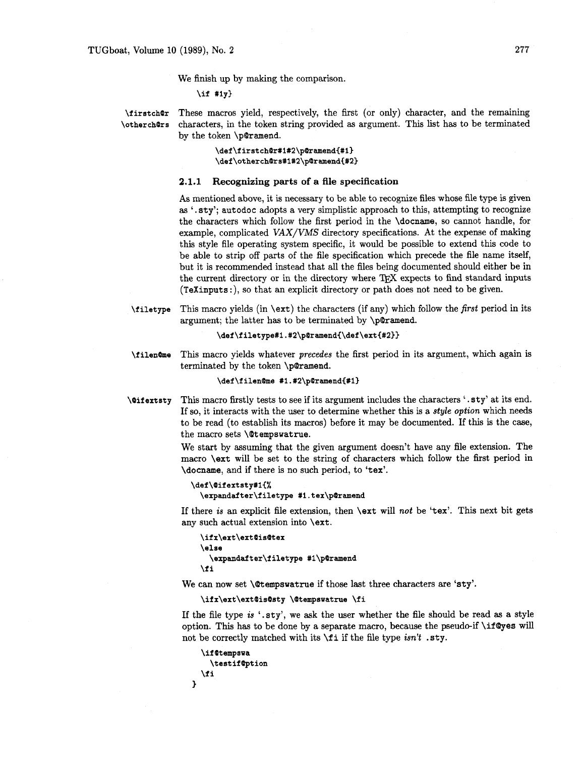We finish up by making the comparison.

```
\if #1y}
```

**\firstch@r \otherch@rs** These macros yield, respectively, the first (or only) character, and the remaining characters, in the token string provided as argument. This list has to be terminated by the token `\p@ramend`.

```
\def\firstch@r#1#2\p@ramend{#1}
\def\otherch@rs#1#2\p@ramend{#2}
```

### 2.1.1 Recognizing parts of a file specification

As mentioned above, it is necessary to be able to recognize files whose file type is given as '`.sty`'; autodoc adopts a very simplistic approach to this, attempting to recognize the characters which follow the first period in the `\docname`, so cannot handle, for example, complicated *VAX/VMS* directory specifications. At the expense of making this style file operating system specific, it would be possible to extend this code to be able to strip off parts of the file specification which precede the file name itself, but it is recommended instead that all the files being documented should either be in the current directory or in the directory where TeX expects to find standard inputs (`TeXinputs:`), so that an explicit directory or path does not need to be given.

**\filetype** This macro yields (in `\ext`) the characters (if any) which follow the *first* period in its argument; the latter has to be terminated by `\p@ramend`.

```
\def\filetype#1.#2\p@ramend{\def\ext{#2}}
```

**\filen@me** This macro yields whatever *precedes* the first period in its argument, which again is terminated by the token `\p@ramend`.

```
\def\filen@me #1.#2\p@ramend{#1}
```

**\@ifextsty** This macro firstly tests to see if its argument includes the characters '`.sty`' at its end. If so, it interacts with the user to determine whether this is a *style option* which needs to be read (to establish its macros) before it may be documented. If this is the case, the macro sets `\@tempswatrue`.

We start by assuming that the given argument doesn't have any file extension. The macro `\ext` will be set to the string of characters which follow the first period in `\docname`, and if there is no such period, to '`tex`'.

```
\def\@ifextsty#1{%
  \expandafter\filetype #1.tex\p@ramend
```

If there *is* an explicit file extension, then `\ext` will *not* be '`tex`'. This next bit gets any such actual extension into `\ext`.

```
  \ifx\ext\ext@is@tex
  \else
    \expandafter\filetype #1\p@ramend
  \fi
```

We can now set `\@tempswatrue` if those last three characters are '`sty`'.

```
  \ifx\ext\ext@is@sty \@tempswatrue \fi
```

If the file type *is* '`.sty`', we ask the user whether the file should be read as a style option. This has to be done by a separate macro, because the pseudo-if `\if@yes` will not be correctly matched with its `\fi` if the file type *isn't* `.sty`.

```
  \if@tempswa
    \testif@ption
  \fi
}
```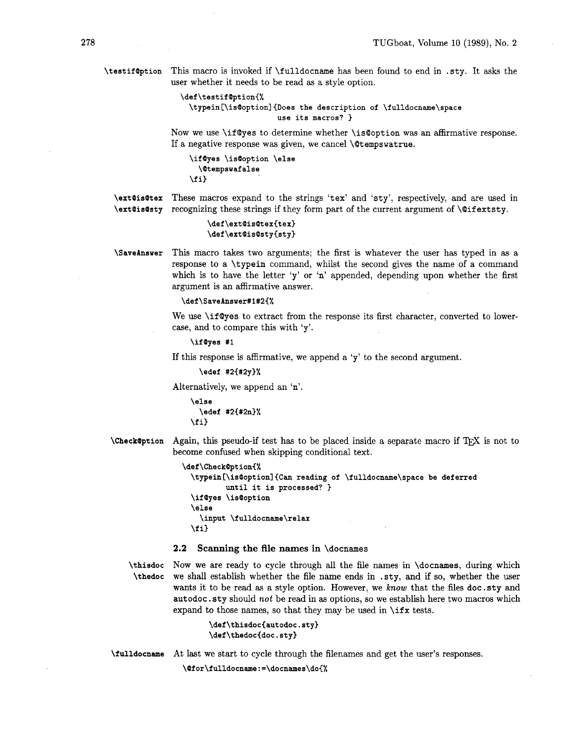\testif@option This macro is invoked if `\fulldocname` has been found to end in `.sty`. It asks the user whether it needs to be read as a style option.

```
\def\testif@ption{%
  \typein[\is@option]{Does the description of \fulldocname\space
                      use its macros? }
```

Now we use `\if@yes` to determine whether `\is@option` was an affirmative response. If a negative response was given, we cancel `\@tempswatrue`.

```
  \if@yes \is@option \else
    \@tempswafalse
  \fi}
```

\ext@is@tex
\ext@is@sty These macros expand to the strings 'tex' and 'sty', respectively, and are used in recognizing these strings if they form part of the current argument of `\@ifextsty`.

```
\def\ext@is@tex{tex}
\def\ext@is@sty{sty}
```

\SaveAnswer This macro takes two arguments; the first is whatever the user has typed in as a response to a `\typein` command, whilst the second gives the name of a command which is to have the letter 'y' or 'n' appended, depending upon whether the first argument is an affirmative answer.

```
\def\SaveAnswer#1#2{%
```

We use `\if@yes` to extract from the response its first character, converted to lowercase, and to compare this with 'y'.

```
  \if@yes #1
```

If this response is affirmative, we append a 'y' to the second argument.

```
    \edef #2{#2y}%
```

Alternatively, we append an 'n'.

```
  \else
    \edef #2{#2n}%
  \fi}
```

\Check@ption Again, this pseudo-if test has to be placed inside a separate macro if TeX is not to become confused when skipping conditional text.

```
\def\Check@ption{%
  \typein[\is@option]{Can reading of \fulldocname\space be deferred
         until it is processed? }
  \if@yes \is@option
  \else
    \input \fulldocname\relax
  \fi}
```

### 2.2 Scanning the file names in \docnames

\thisdoc
\thedoc Now we are ready to cycle through all the file names in `\docnames`, during which we shall establish whether the file name ends in `.sty`, and if so, whether the user wants it to be read as a style option. However, we *know* that the files `doc.sty` and `autodoc.sty` should *not* be read in as options, so we establish here two macros which expand to those names, so that they may be used in `\ifx` tests.

```
\def\thisdoc{autodoc.sty}
\def\thedoc{doc.sty}
```

\fulldocname At last we start to cycle through the filenames and get the user's responses.

```
\@for\fulldocname:=\docnames\do{%
```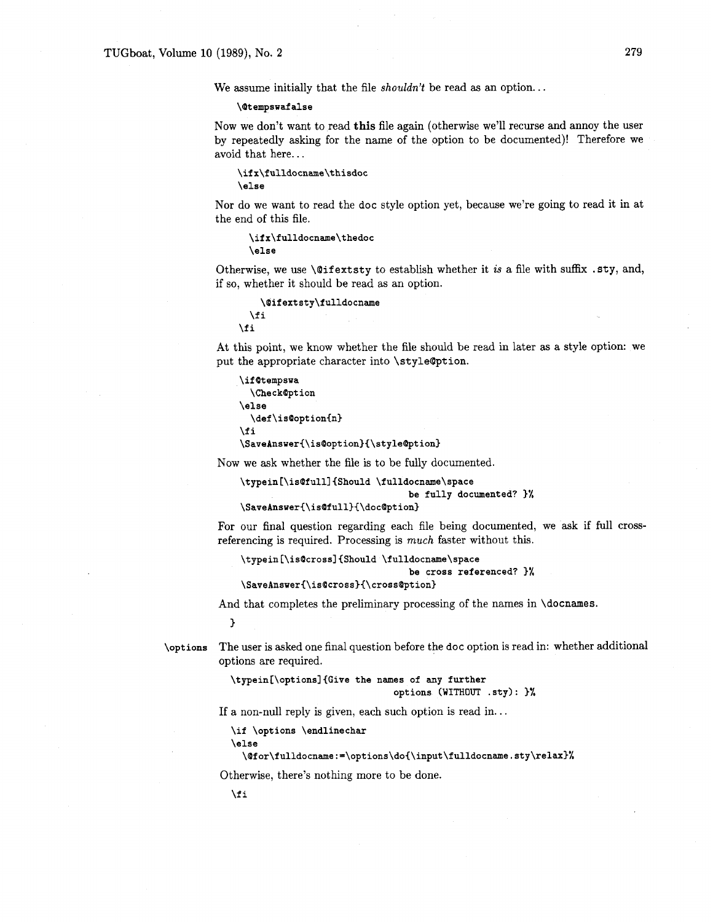We assume initially that the file *shouldn't* be read as an option...

```
\@tempswafalse
```

Now we don't want to read **this** file again (otherwise we'll recurse and annoy the user by repeatedly asking for the name of the option to be documented)! Therefore we avoid that here...

```
\ifx\fulldocname\thisdoc
\else
```

Nor do we want to read the doc style option yet, because we're going to read it in at the end of this file.

```
  \ifx\fulldocname\thedoc
  \else
```

Otherwise, we use `\@ifextsty` to establish whether it *is* a file with suffix `.sty`, and, if so, whether it should be read as an option.

```
    \@ifextsty\fulldocname
  \fi
\fi
```

At this point, we know whether the file should be read in later as a style option: we put the appropriate character into `\style@ption`.

```
\if@tempswa
  \Check@ption
\else
  \def\is@option{n}
\fi
\SaveAnswer{\is@option}{\style@ption}
```

Now we ask whether the file is to be fully documented.

```
\typein[\is@full]{Should \fulldocname\space
                                be fully documented? }%
\SaveAnswer{\is@full}{\doc@ption}
```

For our final question regarding each file being documented, we ask if full cross-referencing is required. Processing is *much* faster without this.

```
\typein[\is@cross]{Should \fulldocname\space
                                be cross referenced? }%
\SaveAnswer{\is@cross}{\cross@ption}
```

And that completes the preliminary processing of the names in `\docnames`.

```
 }
```

`\options` The user is asked one final question before the doc option is read in: whether additional options are required.

```
\typein[\options]{Give the names of any further
                              options (WITHOUT .sty): }%
```

If a non-null reply is given, each such option is read in...

```
\if \options \endlinechar
\else
  \@for\fulldocname:=\options\do{\input\fulldocname.sty\relax}%
```

Otherwise, there's nothing more to be done.

```
\fi
```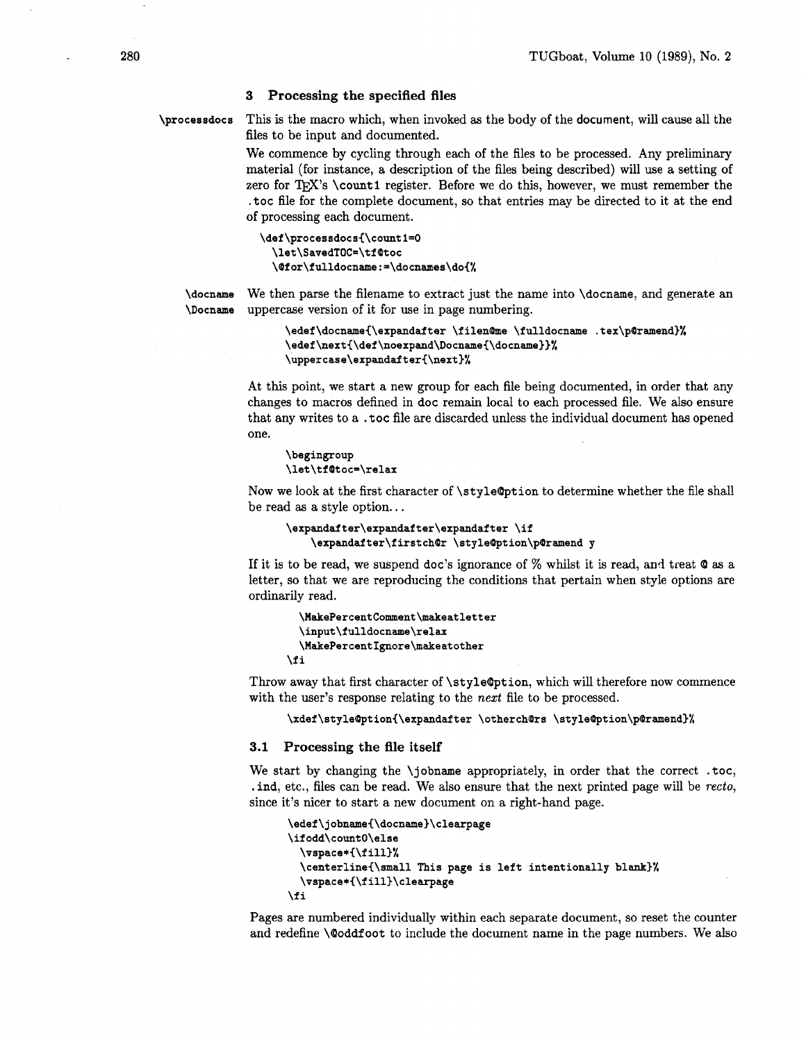### 3 Processing the specified files

\processdocs This is the macro which, when invoked as the body of the document, will cause all the files to be input and documented.

We commence by cycling through each of the files to be processed. Any preliminary material (for instance, a description of the files being described) will use a setting of zero for TeX's \count1 register. Before we do this, however, we must remember the .toc file for the complete document, so that entries may be directed to it at the end of processing each document.

```
\def\processdocs{\count1=0
  \let\SavedTOC=\tf@toc
  \@for\fulldocname:=\docnames\do{%
```

\docname
\Docname We then parse the filename to extract just the name into \docname, and generate an uppercase version of it for use in page numbering.

```
    \edef\docname{\expandafter \filen@me \fulldocname .tex\p@ramend}%
    \edef\next{\def\noexpand\Docname{\docname}}%
    \uppercase\expandafter{\next}%
```

At this point, we start a new group for each file being documented, in order that any changes to macros defined in doc remain local to each processed file. We also ensure that any writes to a .toc file are discarded unless the individual document has opened one.

```
    \begingroup
    \let\tf@toc=\relax
```

Now we look at the first character of \style@ption to determine whether the file shall be read as a style option...

```
    \expandafter\expandafter\expandafter \if
        \expandafter\firstch@r \style@ption\p@ramend y
```

If it is to be read, we suspend doc's ignorance of % whilst it is read, and treat @ as a letter, so that we are reproducing the conditions that pertain when style options are ordinarily read.

```
      \MakePercentComment\makeatletter
      \input\fulldocname\relax
      \MakePercentIgnore\makeatother
    \fi
```

Throw away that first character of \style@ption, which will therefore now commence with the user's response relating to the *next* file to be processed.

```
    \xdef\style@ption{\expandafter \otherch@rs \style@ption\p@ramend}%
```

### 3.1 Processing the file itself

We start by changing the \jobname appropriately, in order that the correct .toc, .ind, etc., files can be read. We also ensure that the next printed page will be *recto*, since it's nicer to start a new document on a right-hand page.

```
    \edef\jobname{\docname}\clearpage
    \ifodd\count0\else
      \vspace*{\fill}%
      \centerline{\small This page is left intentionally blank}%
      \vspace*{\fill}\clearpage
    \fi
```

Pages are numbered individually within each separate document, so reset the counter and redefine \@oddfoot to include the document name in the page numbers. We also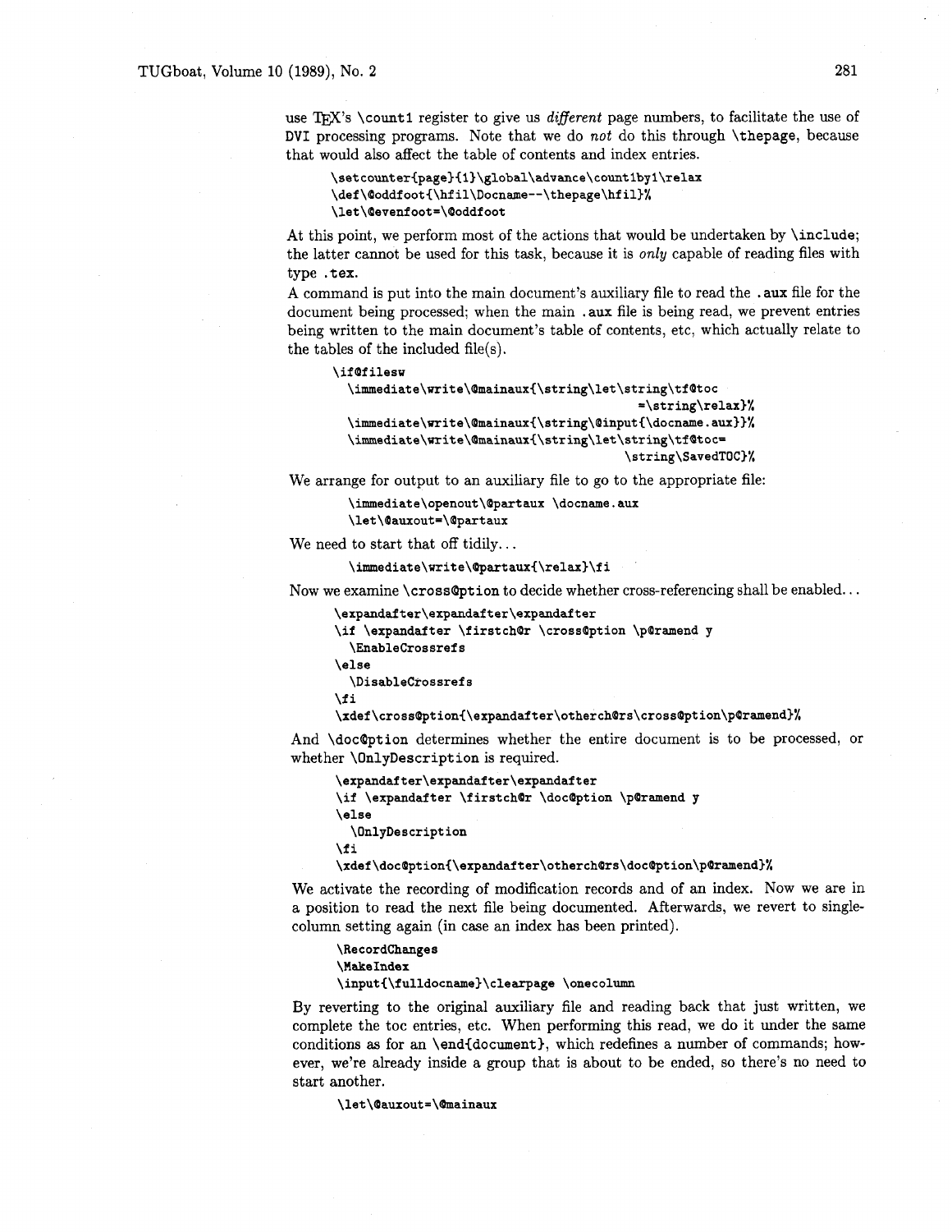use TeX's `\count1` register to give us *different* page numbers, to facilitate the use of DVI processing programs. Note that we do *not* do this through `\thepage`, because that would also affect the table of contents and index entries.

```
\setcounter{page}{1}\global\advance\count1by1\relax
\def\@oddfoot{\hfil\Docname--\thepage\hfil}%
\let\@evenfoot=\@oddfoot
```

At this point, we perform most of the actions that would be undertaken by `\include`; the latter cannot be used for this task, because it is *only* capable of reading files with type `.tex`.

A command is put into the main document's auxiliary file to read the `.aux` file for the document being processed; when the main `.aux` file is being read, we prevent entries being written to the main document's table of contents, etc, which actually relate to the tables of the included file(s).

```
\if@filesw
  \immediate\write\@mainaux{\string\let\string\tf@toc
                                       =\string\relax}%
  \immediate\write\@mainaux{\string\@input{\docname.aux}}%
  \immediate\write\@mainaux{\string\let\string\tf@toc=
                                       \string\SavedTOC}%
```

We arrange for output to an auxiliary file to go to the appropriate file:

```
\immediate\openout\@partaux \docname.aux
\let\@auxout=\@partaux
```

We need to start that off tidily...

```
\immediate\write\@partaux{\relax}\fi
```

Now we examine `\cross@ption` to decide whether cross-referencing shall be enabled...

```
\expandafter\expandafter\expandafter
\if \expandafter \firstch@r \cross@ption \p@ramend y
  \EnableCrossrefs
\else
  \DisableCrossrefs
\fi
\xdef\cross@ption{\expandafter\otherch@rs\cross@ption\p@ramend}%
```

And `\doc@ption` determines whether the entire document is to be processed, or whether `\OnlyDescription` is required.

```
\expandafter\expandafter\expandafter
\if \expandafter \firstch@r \doc@ption \p@ramend y
\else
  \OnlyDescription
\fi
\xdef\doc@ption{\expandafter\otherch@rs\doc@ption\p@ramend}%
```

We activate the recording of modification records and of an index. Now we are in a position to read the next file being documented. Afterwards, we revert to single-column setting again (in case an index has been printed).

```
\RecordChanges
\MakeIndex
\input{\fulldocname}\clearpage \onecolumn
```

By reverting to the original auxiliary file and reading back that just written, we complete the toc entries, etc. When performing this read, we do it under the same conditions as for an `\end{document}`, which redefines a number of commands; however, we're already inside a group that is about to be ended, so there's no need to start another.

```
\let\@auxout=\@mainaux
```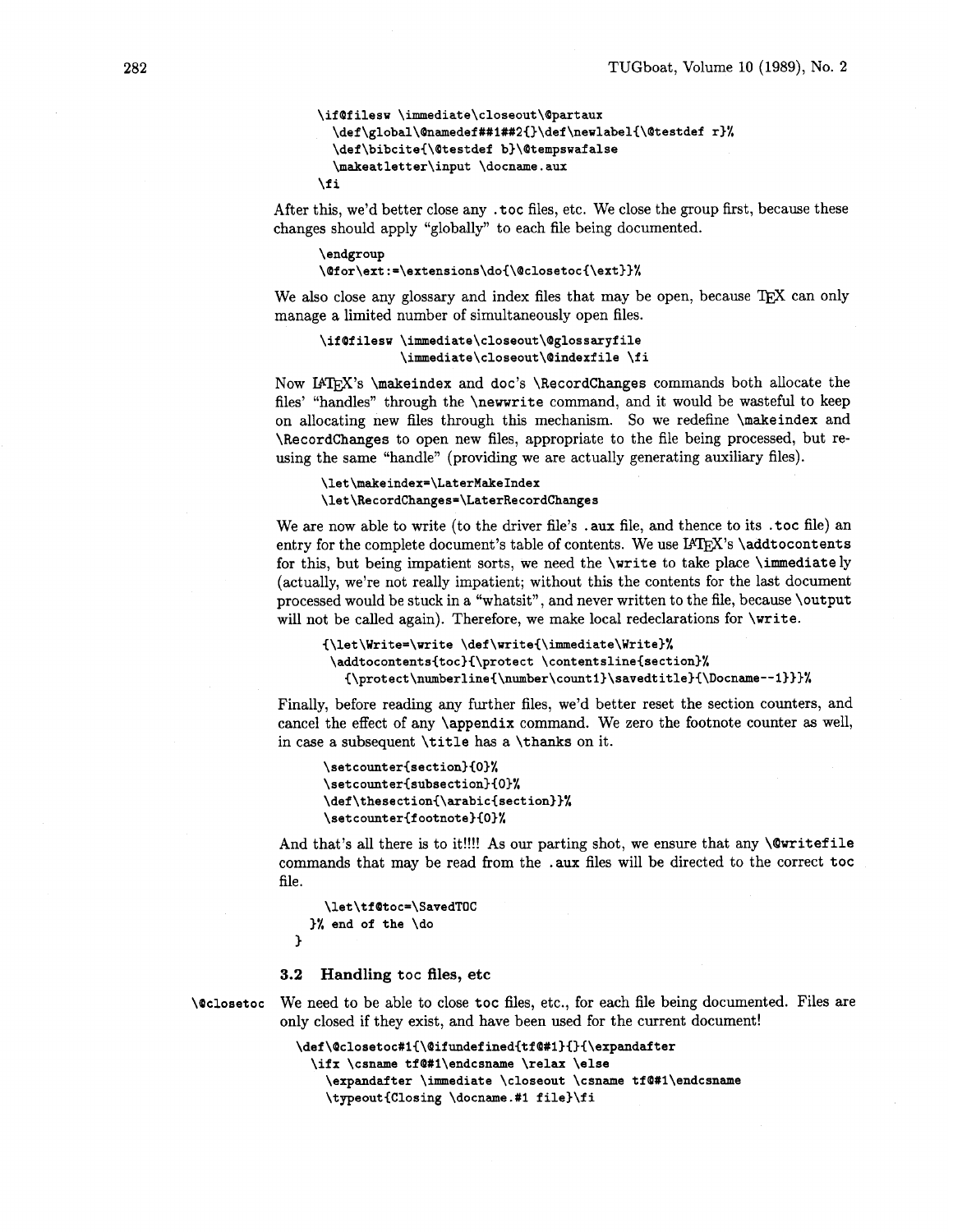```
\if@filesw \immediate\closeout\@partaux
  \def\global\@namedef##1##2{}\def\newlabel{\@testdef r}%
  \def\bibcite{\@testdef b}\@tempswafalse
  \makeatletter\input \docname.aux
\fi
```

After this, we'd better close any `.toc` files, etc. We close the group first, because these changes should apply "globally" to each file being documented.

```
\endgroup
\@for\ext:=\extensions\do{\@closetoc{\ext}}%
```

We also close any glossary and index files that may be open, because TeX can only manage a limited number of simultaneously open files.

```
\if@filesw \immediate\closeout\@glossaryfile
           \immediate\closeout\@indexfile \fi
```

Now LaTeX's `\makeindex` and doc's `\RecordChanges` commands both allocate the files' "handles" through the `\newwrite` command, and it would be wasteful to keep on allocating new files through this mechanism. So we redefine `\makeindex` and `\RecordChanges` to open new files, appropriate to the file being processed, but re-using the same "handle" (providing we are actually generating auxiliary files).

```
\let\makeindex=\LaterMakeIndex
\let\RecordChanges=\LaterRecordChanges
```

We are now able to write (to the driver file's `.aux` file, and thence to its `.toc` file) an entry for the complete document's table of contents. We use LaTeX's `\addtocontents` for this, but being impatient sorts, we need the `\write` to take place `\immediate`ly (actually, we're not really impatient; without this the contents for the last document processed would be stuck in a "whatsit", and never written to the file, because `\output` will not be called again). Therefore, we make local redeclarations for `\write`.

```
{\let\Write=\write \def\write{\immediate\Write}%
 \addtocontents{toc}{\protect \contentsline{section}%
   {\protect\numberline{\number\count1}\savedtitle}{\Docname--1}}}%
```

Finally, before reading any further files, we'd better reset the section counters, and cancel the effect of any `\appendix` command. We zero the footnote counter as well, in case a subsequent `\title` has a `\thanks` on it.

```
\setcounter{section}{0}%
\setcounter{subsection}{0}%
\def\thesection{\arabic{section}}%
\setcounter{footnote}{0}%
```

And that's all there is to it!!!! As our parting shot, we ensure that any `\@writefile` commands that may be read from the `.aux` files will be directed to the correct `toc` file.

```
    \let\tf@toc=\SavedTOC
  }% end of the \do
}
```

### 3.2 Handling toc files, etc

`\@closetoc` We need to be able to close `toc` files, etc., for each file being documented. Files are only closed if they exist, and have been used for the current document!

```
\def\@closetoc#1{\@ifundefined{tf@#1}{}{\expandafter
  \ifx \csname tf@#1\endcsname \relax \else
    \expandafter \immediate \closeout \csname tf@#1\endcsname
    \typeout{Closing \docname.#1 file}\fi
```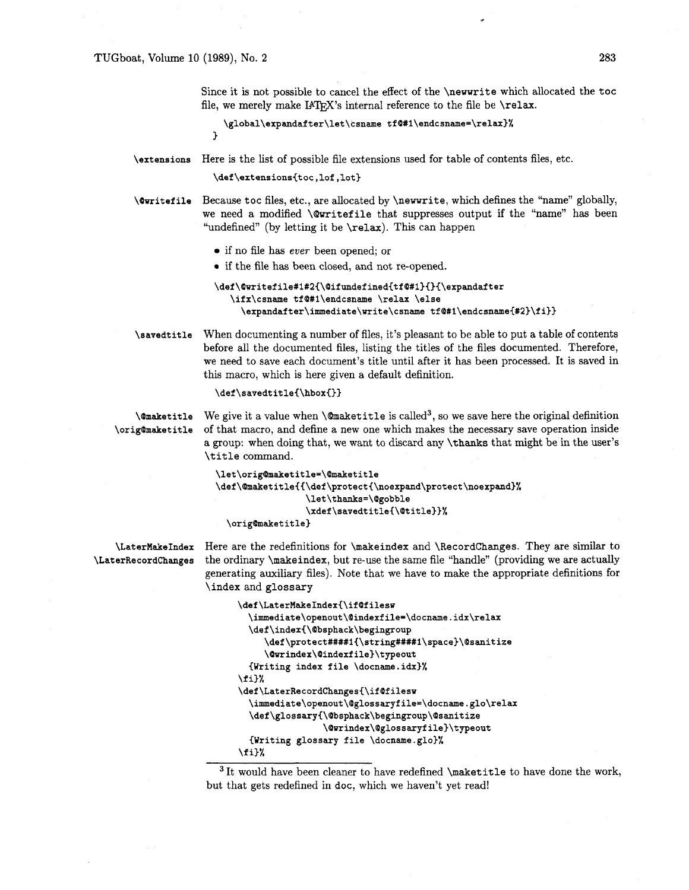Since it is not possible to cancel the effect of the \newwrite which allocated the toc file, we merely make LaTeX's internal reference to the file be \relax.

```
   \global\expandafter\let\csname tf@#1\endcsname=\relax}%
  }
```

**\extensions** Here is the list of possible file extensions used for table of contents files, etc.

```
  \def\extensions{toc,lof,lot}
```

**\@writefile** Because toc files, etc., are allocated by \newwrite, which defines the "name" globally, we need a modified \@writefile that suppresses output if the "name" has been "undefined" (by letting it be \relax). This can happen

- if no file has *ever* been opened; or
- if the file has been closed, and not re-opened.

```
  \def\@writefile#1#2{\@ifundefined{tf@#1}{}{\expandafter
     \ifx\csname tf@#1\endcsname \relax \else
       \expandafter\immediate\write\csname tf@#1\endcsname{#2}\fi}}
```

**\savedtitle** When documenting a number of files, it's pleasant to be able to put a table of contents before all the documented files, listing the titles of the files documented. Therefore, we need to save each document's title until after it has been processed. It is saved in this macro, which is here given a default definition.

```
  \def\savedtitle{\hbox{}}
```

**\@maketitle** **\orig@maketitle** We give it a value when \@maketitle is called[3], so we save here the original definition of that macro, and define a new one which makes the necessary save operation inside a group: when doing that, we want to discard any \thanks that might be in the user's \title command.

```
  \let\orig@maketitle=\@maketitle
  \def\@maketitle{{\def\protect{\noexpand\protect\noexpand}%
                  \let\thanks=\@gobble
                  \xdef\savedtitle{\@title}}%
    \orig@maketitle}
```

**\LaterMakeIndex** **\LaterRecordChanges** Here are the redefinitions for \makeindex and \RecordChanges. They are similar to the ordinary \makeindex, but re-use the same file "handle" (providing we are actually generating auxiliary files). Note that we have to make the appropriate definitions for \index and glossary

```
  \def\LaterMakeIndex{\if@filesw
    \immediate\openout\@indexfile=\docname.idx\relax
    \def\index{\@bsphack\begingroup
       \def\protect####1{\string####1\space}\@sanitize
       \@wrindex\@indexfile}\typeout
    {Writing index file \docname.idx}%
  \fi}%
  \def\LaterRecordChanges{\if@filesw
    \immediate\openout\@glossaryfile=\docname.glo\relax
    \def\glossary{\@bsphack\begingroup\@sanitize
                  \@wrindex\@glossaryfile}\typeout
    {Writing glossary file \docname.glo}%
  \fi}%
```

---

[3] It would have been cleaner to have redefined \maketitle to have done the work, but that gets redefined in doc, which we haven't yet read!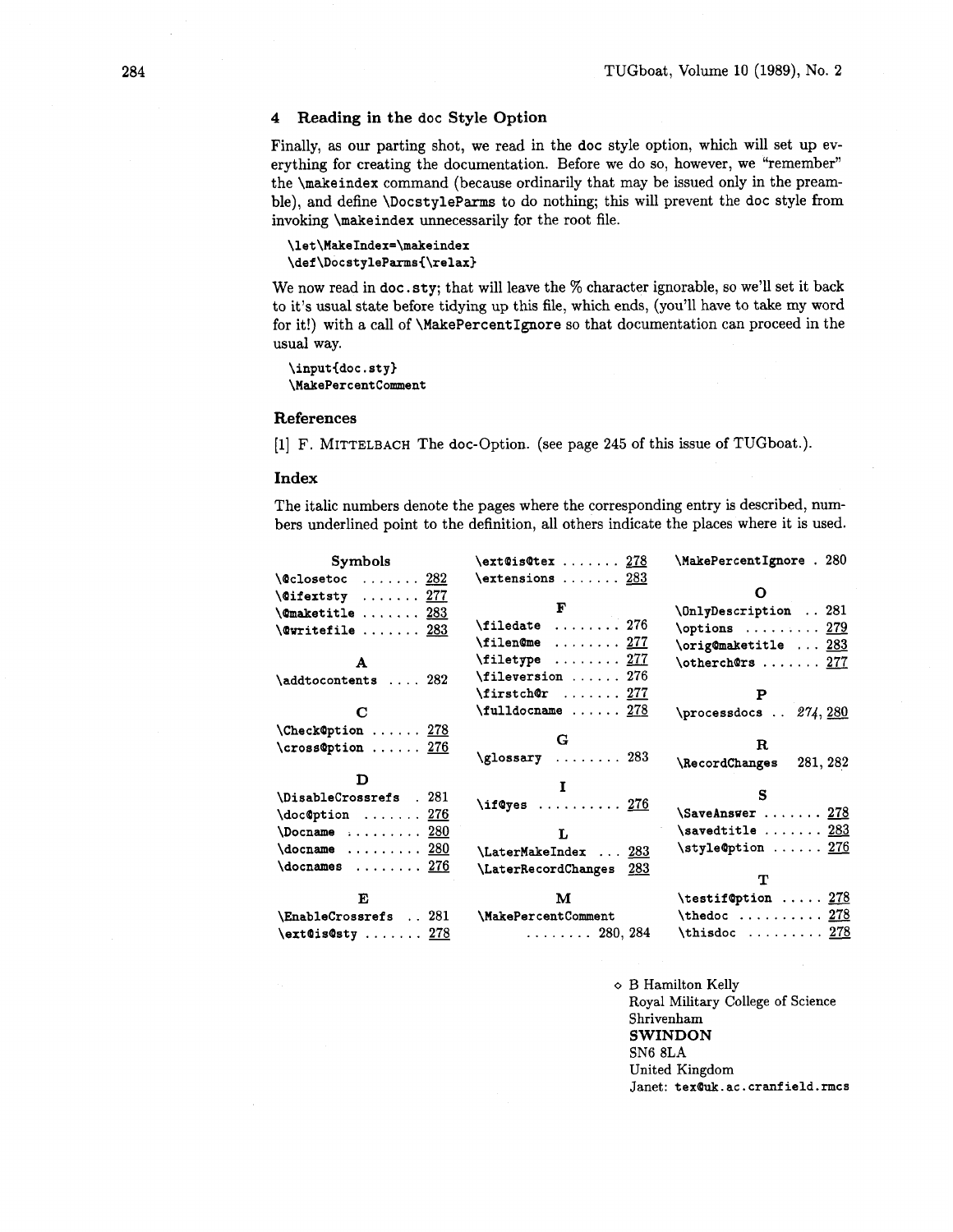## 4 Reading in the doc Style Option

Finally, as our parting shot, we read in the doc style option, which will set up everything for creating the documentation. Before we do so, however, we "remember" the `\makeindex` command (because ordinarily that may be issued only in the preamble), and define `\DocstyleParms` to do nothing; this will prevent the doc style from invoking `\makeindex` unnecessarily for the root file.

```
\let\MakeIndex=\makeindex
\def\DocstyleParms{\relax}
```

We now read in `doc.sty`; that will leave the % character ignorable, so we'll set it back to it's usual state before tidying up this file, which ends, (you'll have to take my word for it!) with a call of `\MakePercentIgnore` so that documentation can proceed in the usual way.

```
\input{doc.sty}
\MakePercentComment
```

### References

[1] F. Mittelbach The doc-Option. (see page 245 of this issue of TUGboat.).

### Index

The italic numbers denote the pages where the corresponding entry is described, numbers underlined point to the definition, all others indicate the places where it is used.

**Symbols**

- \@closetoc ....... 282
- \@ifextsty ....... 277
- \@maketitle ....... 283
- \@writefile ....... 283

**A**

- \addtocontents .... 282

**C**

- \Check@ption ...... 278
- \cross@ption ...... 276

**D**

- \DisableCrossrefs . 281
- \doc@ption ....... 276
- \Docname ......... 280
- \docname ......... 280
- \docnames ........ 276

**E**

- \EnableCrossrefs .. 281
- \ext@is@sty ....... 278
- \ext@is@tex ....... 278
- \extensions ....... 283

**F**

- \filedate ........ 276
- \filen@me ........ 277
- \filetype ........ 277
- \fileversion ...... 276
- \firstch@r ....... 277
- \fulldocname ...... 278

**G**

- \glossary ........ 283

**I**

- \if@yes .......... 276

**L**

- \LaterMakeIndex ... 283
- \LaterRecordChanges 283

**M**

- \MakePercentComment ........ 280, 284
- \MakePercentIgnore . 280

**O**

- \OnlyDescription .. 281
- \options ......... 279
- \orig@maketitle ... 283
- \otherch@rs ....... 277

**P**

- \processdocs .. *274*, 280

**R**

- \RecordChanges 281, 282

**S**

- \SaveAnswer ....... 278
- \savedtitle ....... 283
- \style@ption ...... 276

**T**

- \testif@ption ..... 278
- \thedoc .......... 278
- \thisdoc ......... 278

◇ B Hamilton Kelly
Royal Military College of Science
Shrivenham
**SWINDON**
SN6 8LA
United Kingdom
Janet: `tex@uk.ac.cranfield.rmcs`